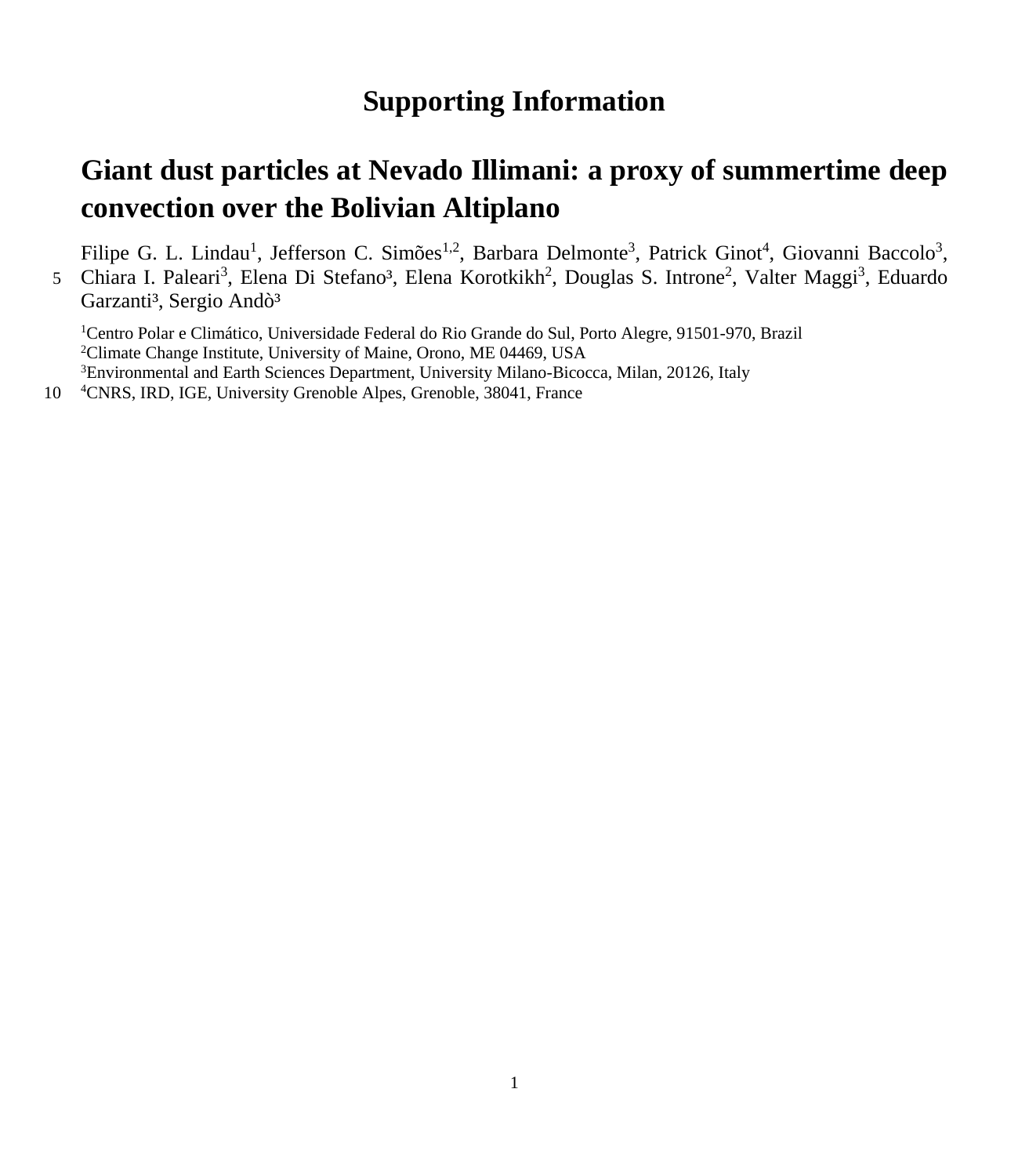# Supporting Information

## Giant dust particles at Nevado Illimani: a proxy of summertime deep convection over the Bolivian Altiplano

Filipe G. L. Lindau[1], Jefferson C. Simões[1,2], Barbara Delmonte[3], Patrick Ginot[4], Giovanni Baccolo[3], Chiara I. Paleari[3], Elena Di Stefano[3], Elena Korotkikh[2], Douglas S. Introne[2], Valter Maggi[3], Eduardo Garzanti[3], Sergio Andò[3]

[1]Centro Polar e Climático, Universidade Federal do Rio Grande do Sul, Porto Alegre, 91501-970, Brazil
[2]Climate Change Institute, University of Maine, Orono, ME 04469, USA
[3]Environmental and Earth Sciences Department, University Milano-Bicocca, Milan, 20126, Italy
[4]CNRS, IRD, IGE, University Grenoble Alpes, Grenoble, 38041, France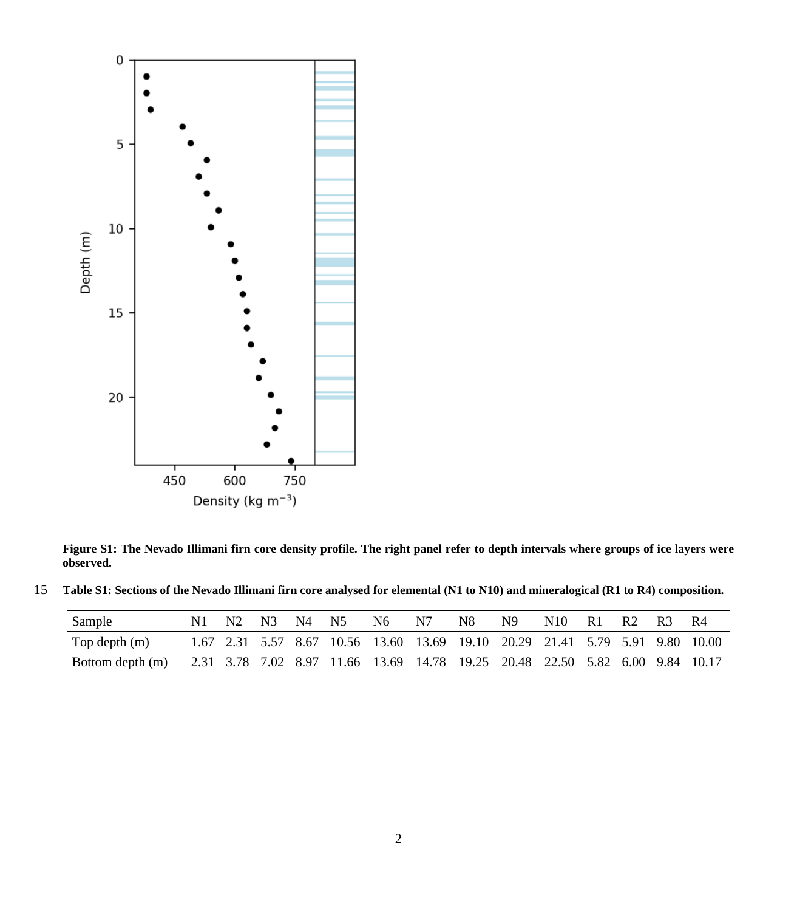**Figure S1: The Nevado Illimani firn core density profile. The right panel refer to depth intervals where groups of ice layers were observed.**

**Table S1: Sections of the Nevado Illimani firn core analysed for elemental (N1 to N10) and mineralogical (R1 to R4) composition.**

| Sample | N1 | N2 | N3 | N4 | N5 | N6 | N7 | N8 | N9 | N10 | R1 | R2 | R3 | R4 |
|---|---|---|---|---|---|---|---|---|---|---|---|---|---|---|
| Top depth (m) | 1.67 | 2.31 | 5.57 | 8.67 | 10.56 | 13.60 | 13.69 | 19.10 | 20.29 | 21.41 | 5.79 | 5.91 | 9.80 | 10.00 |
| Bottom depth (m) | 2.31 | 3.78 | 7.02 | 8.97 | 11.66 | 13.69 | 14.78 | 19.25 | 20.48 | 22.50 | 5.82 | 6.00 | 9.84 | 10.17 |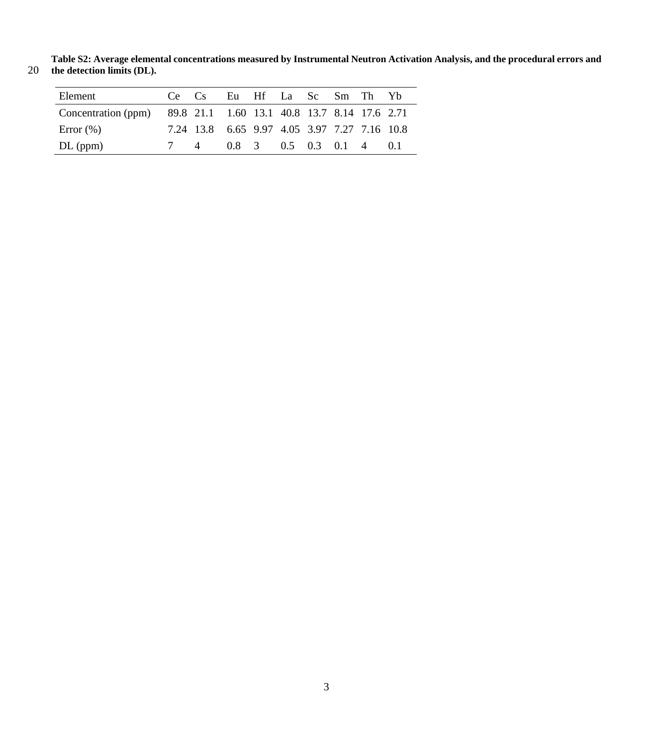**Table S2: Average elemental concentrations measured by Instrumental Neutron Activation Analysis, and the procedural errors and the detection limits (DL).**

| Element | Ce | Cs | Eu | Hf | La | Sc | Sm | Th | Yb |
|---|---|---|---|---|---|---|---|---|---|
| Concentration (ppm) | 89.8 | 21.1 | 1.60 | 13.1 | 40.8 | 13.7 | 8.14 | 17.6 | 2.71 |
| Error (%) | 7.24 | 13.8 | 6.65 | 9.97 | 4.05 | 3.97 | 7.27 | 7.16 | 10.8 |
| DL (ppm) | 7 | 4 | 0.8 | 3 | 0.5 | 0.3 | 0.1 | 4 | 0.1 |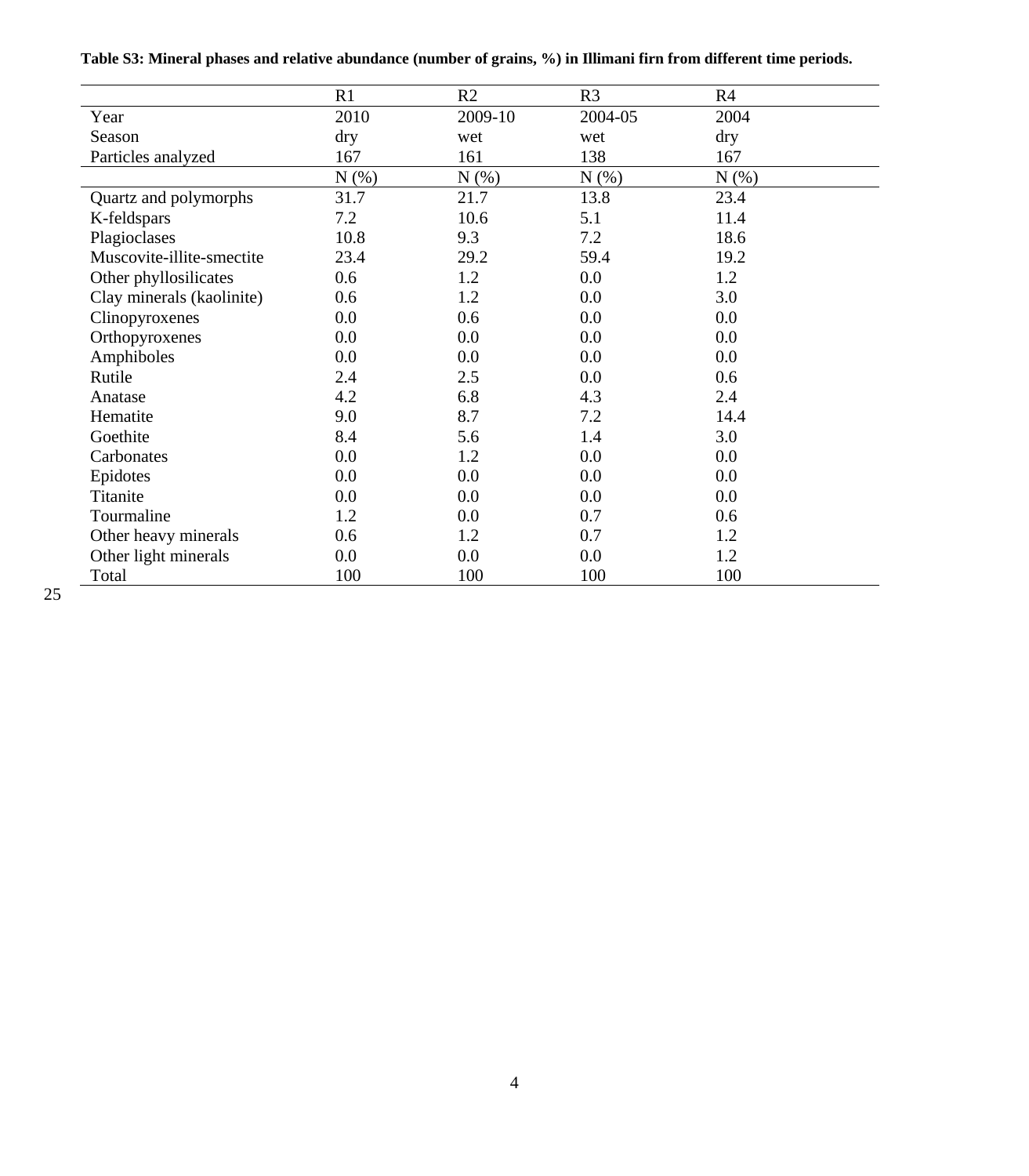**Table S3: Mineral phases and relative abundance (number of grains, %) in Illimani firn from different time periods.**

| | R1 | R2 | R3 | R4 |
|---|---|---|---|---|
| Year | 2010 | 2009-10 | 2004-05 | 2004 |
| Season | dry | wet | wet | dry |
| Particles analyzed | 167 | 161 | 138 | 167 |
| | N (%) | N (%) | N (%) | N (%) |
| Quartz and polymorphs | 31.7 | 21.7 | 13.8 | 23.4 |
| K-feldspars | 7.2 | 10.6 | 5.1 | 11.4 |
| Plagioclases | 10.8 | 9.3 | 7.2 | 18.6 |
| Muscovite-illite-smectite | 23.4 | 29.2 | 59.4 | 19.2 |
| Other phyllosilicates | 0.6 | 1.2 | 0.0 | 1.2 |
| Clay minerals (kaolinite) | 0.6 | 1.2 | 0.0 | 3.0 |
| Clinopyroxenes | 0.0 | 0.6 | 0.0 | 0.0 |
| Orthopyroxenes | 0.0 | 0.0 | 0.0 | 0.0 |
| Amphiboles | 0.0 | 0.0 | 0.0 | 0.0 |
| Rutile | 2.4 | 2.5 | 0.0 | 0.6 |
| Anatase | 4.2 | 6.8 | 4.3 | 2.4 |
| Hematite | 9.0 | 8.7 | 7.2 | 14.4 |
| Goethite | 8.4 | 5.6 | 1.4 | 3.0 |
| Carbonates | 0.0 | 1.2 | 0.0 | 0.0 |
| Epidotes | 0.0 | 0.0 | 0.0 | 0.0 |
| Titanite | 0.0 | 0.0 | 0.0 | 0.0 |
| Tourmaline | 1.2 | 0.0 | 0.7 | 0.6 |
| Other heavy minerals | 0.6 | 1.2 | 0.7 | 1.2 |
| Other light minerals | 0.0 | 0.0 | 0.0 | 1.2 |
| Total | 100 | 100 | 100 | 100 |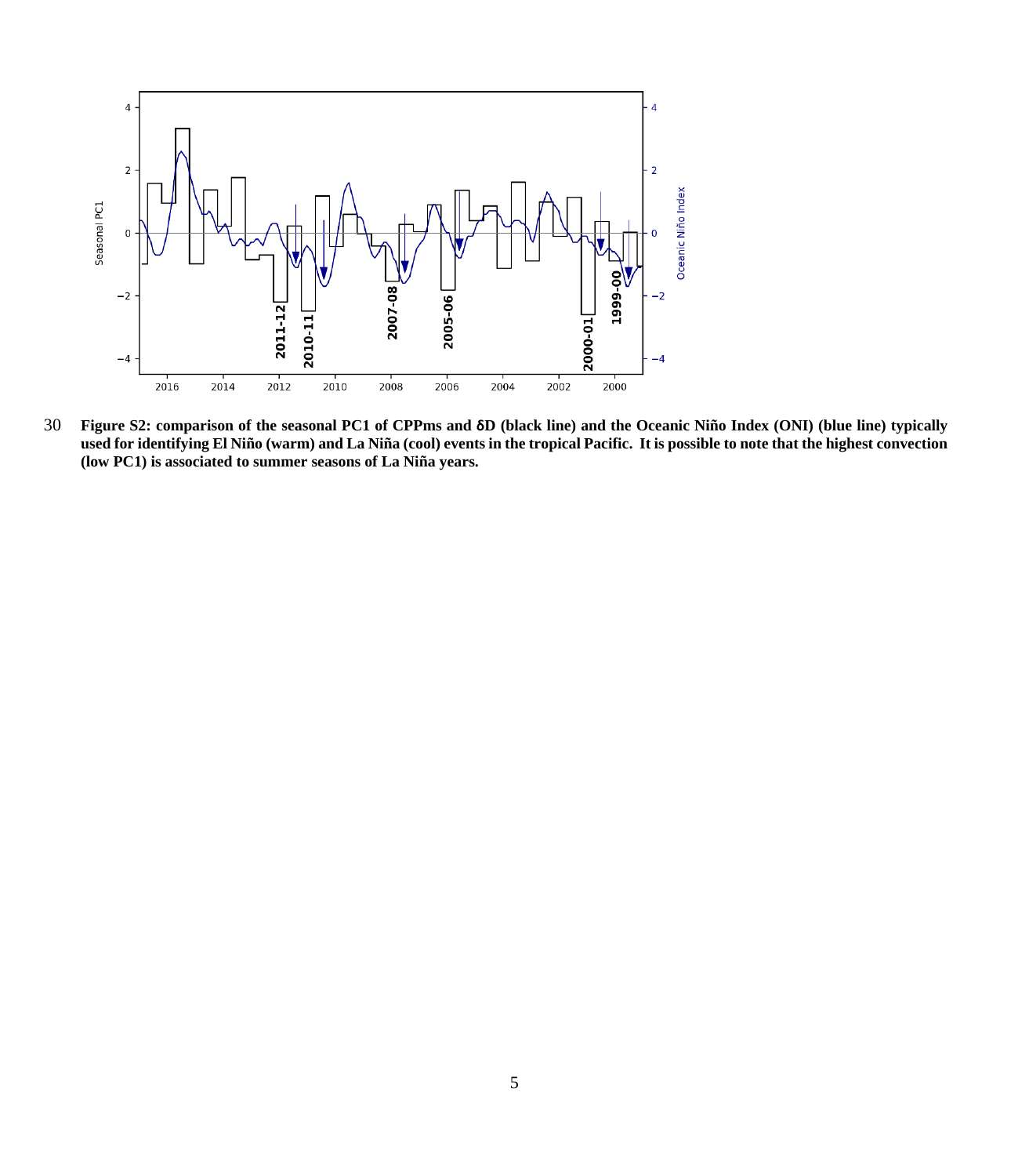Seasonal PC1

Oceanic Niño Index

4
2
0
−2
−4

2016
2014
2012
2010
2008
2006
2004
2002
2000

2011-12
2010-11
2007-08
2005-06
2000-01
1999-00

30 **Figure S2: comparison of the seasonal PC1 of CPPms and δD (black line) and the Oceanic Niño Index (ONI) (blue line) typically used for identifying El Niño (warm) and La Niña (cool) events in the tropical Pacific. It is possible to note that the highest convection (low PC1) is associated to summer seasons of La Niña years.**